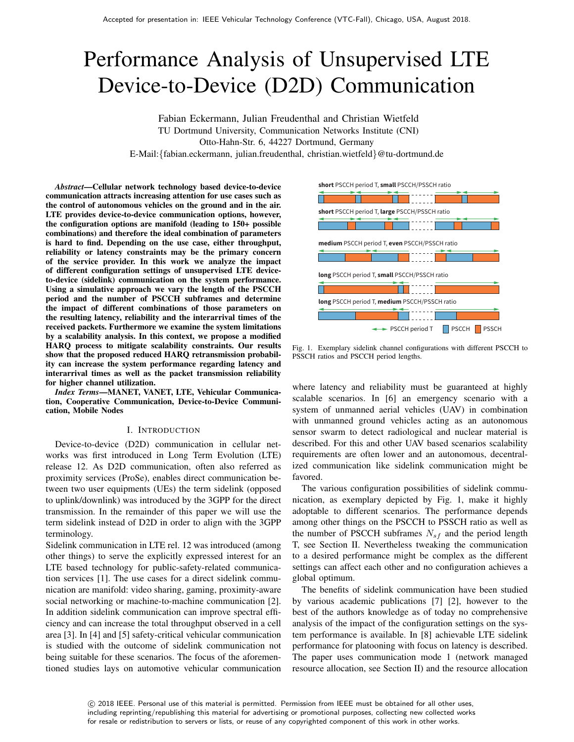Accepted for presentation in: IEEE Vehicular Technology Conference (VTC-Fall), Chicago, USA, August 2018.

# Performance Analysis of Unsupervised LTE Device-to-Device (D2D) Communication

Fabian Eckermann, Julian Freudenthal and Christian Wietfeld
TU Dortmund University, Communication Networks Institute (CNI)
Otto-Hahn-Str. 6, 44227 Dortmund, Germany
E-Mail:{fabian.eckermann, julian.freudenthal, christian.wietfeld}@tu-dortmund.de

***Abstract*—Cellular network technology based device-to-device communication attracts increasing attention for use cases such as the control of autonomous vehicles on the ground and in the air. LTE provides device-to-device communication options, however, the configuration options are manifold (leading to 150+ possible combinations) and therefore the ideal combination of parameters is hard to find. Depending on the use case, either throughput, reliability or latency constraints may be the primary concern of the service provider. In this work we analyze the impact of different configuration settings of unsupervised LTE device-to-device (sidelink) communication on the system performance. Using a simulative approach we vary the length of the PSCCH period and the number of PSCCH subframes and determine the impact of different combinations of those parameters on the resulting latency, reliability and the interarrival times of the received packets. Furthermore we examine the system limitations by a scalability analysis. In this context, we propose a modified HARQ process to mitigate scalability constraints. Our results show that the proposed reduced HARQ retransmission probability can increase the system performance regarding latency and interarrival times as well as the packet transmission reliability for higher channel utilization.**

***Index Terms*—MANET, VANET, LTE, Vehicular Communication, Cooperative Communication, Device-to-Device Communication, Mobile Nodes**

## I. Introduction

Device-to-device (D2D) communication in cellular networks was first introduced in Long Term Evolution (LTE) release 12. As D2D communication, often also referred as proximity services (ProSe), enables direct communication between two user equipments (UEs) the term sidelink (opposed to uplink/downlink) was introduced by the 3GPP for the direct transmission. In the remainder of this paper we will use the term sidelink instead of D2D in order to align with the 3GPP terminology.

Sidelink communication in LTE rel. 12 was introduced (among other things) to serve the explicitly expressed interest for an LTE based technology for public-safety-related communication services [1]. The use cases for a direct sidelink communication are manifold: video sharing, gaming, proximity-aware social networking or machine-to-machine communication [2]. In addition sidelink communication can improve spectral efficiency and can increase the total throughput observed in a cell area [3]. In [4] and [5] safety-critical vehicular communication is studied with the outcome of sidelink communication not being suitable for these scenarios. The focus of the aforementioned studies lays on automotive vehicular communication where latency and reliability must be guaranteed at highly scalable scenarios. In [6] an emergency scenario with a system of unmanned aerial vehicles (UAV) in combination with unmanned ground vehicles acting as an autonomous sensor swarm to detect radiological and nuclear material is described. For this and other UAV based scenarios scalability requirements are often lower and an autonomous, decentralized communication like sidelink communication might be favored.

Fig. 1. Exemplary sidelink channel configurations with different PSCCH to PSSCH ratios and PSCCH period lengths.

The various configuration possibilities of sidelink communication, as exemplary depicted by Fig. 1, make it highly adoptable to different scenarios. The performance depends among other things on the PSCCH to PSSCH ratio as well as the number of PSCCH subframes $N_{sf}$ and the period length T, see Section II. Nevertheless tweaking the communication to a desired performance might be complex as the different settings can affect each other and no configuration achieves a global optimum.

The benefits of sidelink communication have been studied by various academic publications [7] [2], however to the best of the authors knowledge as of today no comprehensive analysis of the impact of the configuration settings on the system performance is available. In [8] achievable LTE sidelink performance for platooning with focus on latency is described. The paper uses communication mode 1 (network managed resource allocation, see Section II) and the resource allocation

© 2018 IEEE. Personal use of this material is permitted. Permission from IEEE must be obtained for all other uses, including reprinting/republishing this material for advertising or promotional purposes, collecting new collected works for resale or redistribution to servers or lists, or reuse of any copyrighted component of this work in other works.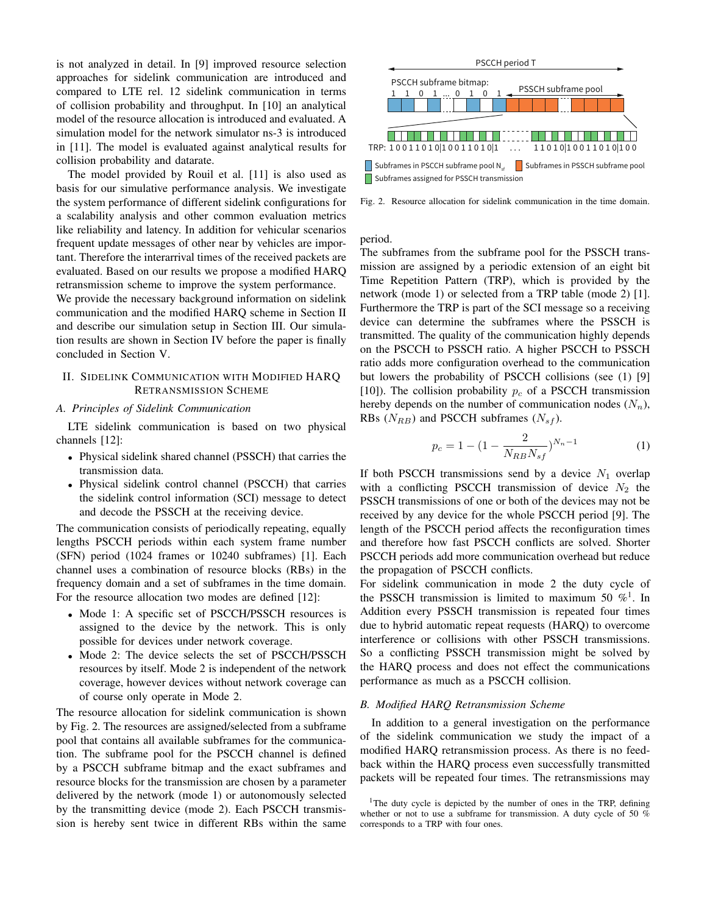is not analyzed in detail. In [9] improved resource selection approaches for sidelink communication are introduced and compared to LTE rel. 12 sidelink communication in terms of collision probability and throughput. In [10] an analytical model of the resource allocation is introduced and evaluated. A simulation model for the network simulator ns-3 is introduced in [11]. The model is evaluated against analytical results for collision probability and datarate.

The model provided by Rouil et al. [11] is also used as basis for our simulative performance analysis. We investigate the system performance of different sidelink configurations for a scalability analysis and other common evaluation metrics like reliability and latency. In addition for vehicular scenarios frequent update messages of other near by vehicles are important. Therefore the interarrival times of the received packets are evaluated. Based on our results we propose a modified HARQ retransmission scheme to improve the system performance.

We provide the necessary background information on sidelink communication and the modified HARQ scheme in Section II and describe our simulation setup in Section III. Our simulation results are shown in Section IV before the paper is finally concluded in Section V.

## II. Sidelink Communication with Modified HARQ Retransmission Scheme

### A. Principles of Sidelink Communication

LTE sidelink communication is based on two physical channels [12]:

- Physical sidelink shared channel (PSSCH) that carries the transmission data.
- Physical sidelink control channel (PSCCH) that carries the sidelink control information (SCI) message to detect and decode the PSSCH at the receiving device.

The communication consists of periodically repeating, equally lengths PSCCH periods within each system frame number (SFN) period (1024 frames or 10240 subframes) [1]. Each channel uses a combination of resource blocks (RBs) in the frequency domain and a set of subframes in the time domain. For the resource allocation two modes are defined [12]:

- Mode 1: A specific set of PSCCH/PSSCH resources is assigned to the device by the network. This is only possible for devices under network coverage.
- Mode 2: The device selects the set of PSCCH/PSSCH resources by itself. Mode 2 is independent of the network coverage, however devices without network coverage can of course only operate in Mode 2.

The resource allocation for sidelink communication is shown by Fig. 2. The resources are assigned/selected from a subframe pool that contains all available subframes for the communication. The subframe pool for the PSCCH channel is defined by a PSCCH subframe bitmap and the exact subframes and resource blocks for the transmission are chosen by a parameter delivered by the network (mode 1) or autonomously selected by the transmitting device (mode 2). Each PSCCH transmission is hereby sent twice in different RBs within the same period.

Fig. 2. Resource allocation for sidelink communication in the time domain.

The subframes from the subframe pool for the PSSCH transmission are assigned by a periodic extension of an eight bit Time Repetition Pattern (TRP), which is provided by the network (mode 1) or selected from a TRP table (mode 2) [1]. Furthermore the TRP is part of the SCI message so a receiving device can determine the subframes where the PSSCH is transmitted. The quality of the communication highly depends on the PSCCH to PSSCH ratio. A higher PSCCH to PSSCH ratio adds more configuration overhead to the communication but lowers the probability of PSCCH collisions (see (1) [9] [10]). The collision probability $p_c$ of a PSCCH transmission hereby depends on the number of communication nodes ($N_n$), RBs ($N_{RB}$) and PSCCH subframes ($N_{sf}$).

$$p_c = 1 - \left(1 - \frac{2}{N_{RB} N_{sf}}\right)^{N_n - 1} \tag{1}$$

If both PSCCH transmissions send by a device $N_1$ overlap with a conflicting PSCCH transmission of device $N_2$ the PSSCH transmissions of one or both of the devices may not be received by any device for the whole PSCCH period [9]. The length of the PSCCH period affects the reconfiguration times and therefore how fast PSCCH conflicts are solved. Shorter PSCCH periods add more communication overhead but reduce the propagation of PSCCH conflicts.

For sidelink communication in mode 2 the duty cycle of the PSSCH transmission is limited to maximum 50 %[1]. In Addition every PSSCH transmission is repeated four times due to hybrid automatic repeat requests (HARQ) to overcome interference or collisions with other PSSCH transmissions. So a conflicting PSSCH transmission might be solved by the HARQ process and does not effect the communications performance as much as a PSCCH collision.

### B. Modified HARQ Retransmission Scheme

In addition to a general investigation on the performance of the sidelink communication we study the impact of a modified HARQ retransmission process. As there is no feedback within the HARQ process even successfully transmitted packets will be repeated four times. The retransmissions may

[1] The duty cycle is depicted by the number of ones in the TRP, defining whether or not to use a subframe for transmission. A duty cycle of 50 % corresponds to a TRP with four ones.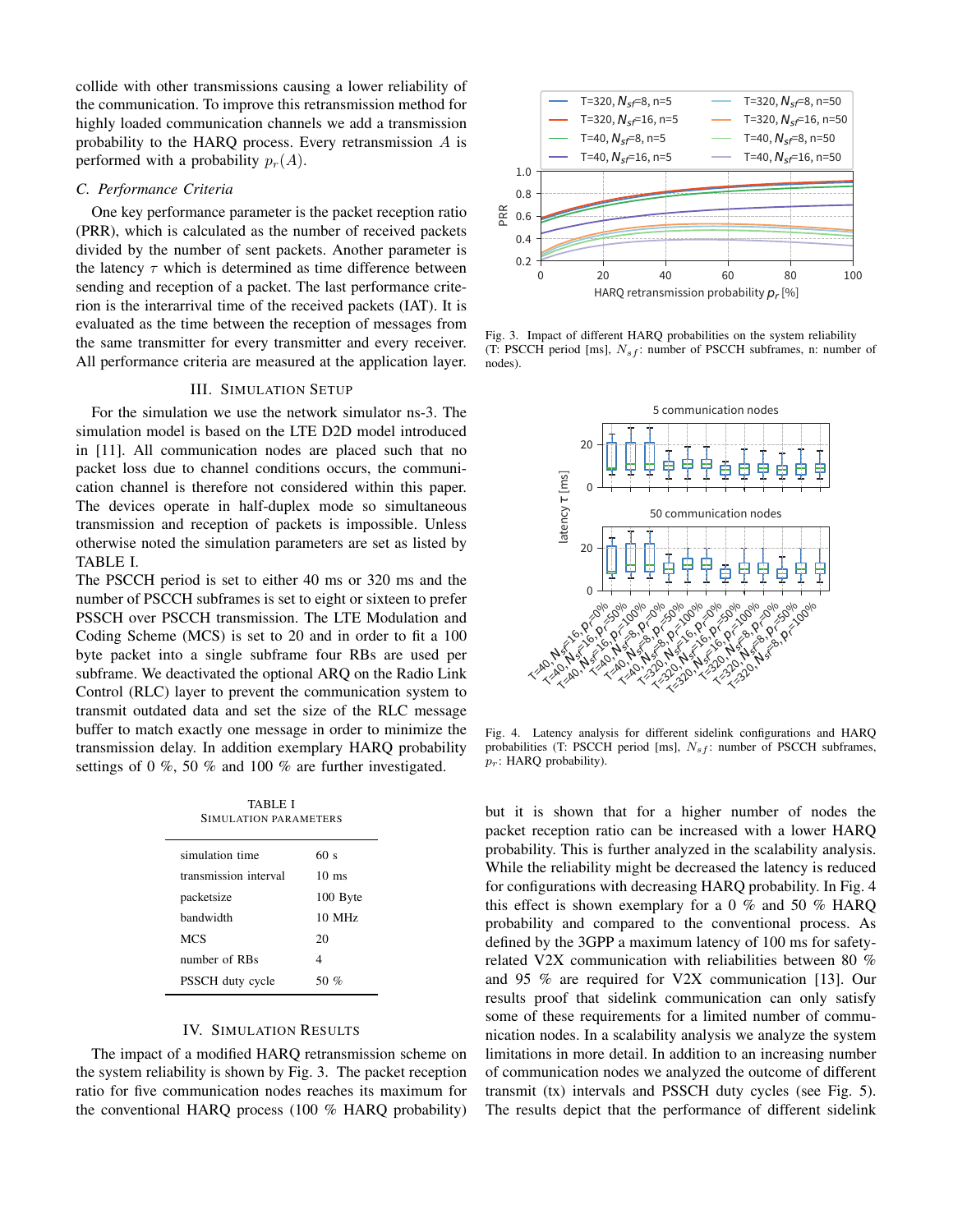collide with other transmissions causing a lower reliability of the communication. To improve this retransmission method for highly loaded communication channels we add a transmission probability to the HARQ process. Every retransmission $A$ is performed with a probability $p_r(A)$.

### C. Performance Criteria

One key performance parameter is the packet reception ratio (PRR), which is calculated as the number of received packets divided by the number of sent packets. Another parameter is the latency $\tau$ which is determined as time difference between sending and reception of a packet. The last performance criterion is the interarrival time of the received packets (IAT). It is evaluated as the time between the reception of messages from the same transmitter for every transmitter and every receiver. All performance criteria are measured at the application layer.

## III. Simulation Setup

For the simulation we use the network simulator ns-3. The simulation model is based on the LTE D2D model introduced in [11]. All communication nodes are placed such that no packet loss due to channel conditions occurs, the communication channel is therefore not considered within this paper. The devices operate in half-duplex mode so simultaneous transmission and reception of packets is impossible. Unless otherwise noted the simulation parameters are set as listed by TABLE I.

The PSCCH period is set to either 40 ms or 320 ms and the number of PSCCH subframes is set to eight or sixteen to prefer PSSCH over PSCCH transmission. The LTE Modulation and Coding Scheme (MCS) is set to 20 and in order to fit a 100 byte packet into a single subframe four RBs are used per subframe. We deactivated the optional ARQ on the Radio Link Control (RLC) layer to prevent the communication system to transmit outdated data and set the size of the RLC message buffer to match exactly one message in order to minimize the transmission delay. In addition exemplary HARQ probability settings of 0 %, 50 % and 100 % are further investigated.

TABLE I
Simulation Parameters

| | |
|---|---|
| simulation time | 60 s |
| transmission interval | 10 ms |
| packetsize | 100 Byte |
| bandwidth | 10 MHz |
| MCS | 20 |
| number of RBs | 4 |
| PSSCH duty cycle | 50 % |

## IV. Simulation Results

The impact of a modified HARQ retransmission scheme on the system reliability is shown by Fig. 3. The packet reception ratio for five communication nodes reaches its maximum for the conventional HARQ process (100 % HARQ probability) but it is shown that for a higher number of nodes the packet reception ratio can be increased with a lower HARQ probability. This is further analyzed in the scalability analysis. While the reliability might be decreased the latency is reduced for configurations with decreasing HARQ probability. In Fig. 4 this effect is shown exemplary for a 0 % and 50 % HARQ probability and compared to the conventional process. As defined by the 3GPP a maximum latency of 100 ms for safety-related V2X communication with reliabilities between 80 % and 95 % are required for V2X communication [13]. Our results proof that sidelink communication can only satisfy some of these requirements for a limited number of communication nodes. In a scalability analysis we analyze the system limitations in more detail. In addition to an increasing number of communication nodes we analyzed the outcome of different transmit (tx) intervals and PSSCH duty cycles (see Fig. 5). The results depict that the performance of different sidelink

Fig. 3. Impact of different HARQ probabilities on the system reliability (T: PSCCH period [ms], $N_{sf}$: number of PSCCH subframes, n: number of nodes).

Fig. 4. Latency analysis for different sidelink configurations and HARQ probabilities (T: PSCCH period [ms], $N_{sf}$: number of PSCCH subframes, $p_r$: HARQ probability).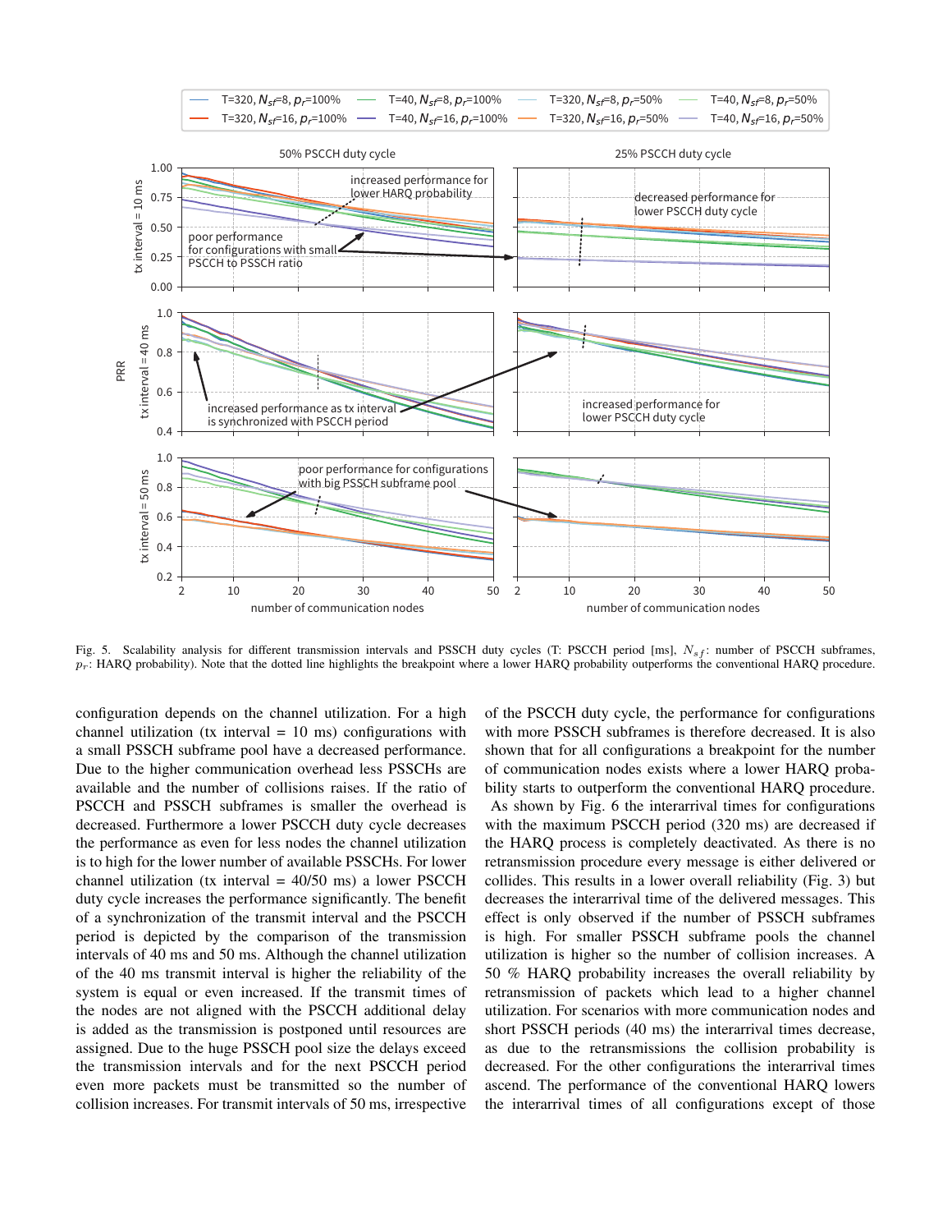Fig. 5. Scalability analysis for different transmission intervals and PSSCH duty cycles (T: PSCCH period [ms], $N_{sf}$: number of PSCCH subframes, $p_r$: HARQ probability). Note that the dotted line highlights the breakpoint where a lower HARQ probability outperforms the conventional HARQ procedure.

configuration depends on the channel utilization. For a high channel utilization (tx interval = 10 ms) configurations with a small PSSCH subframe pool have a decreased performance. Due to the higher communication overhead less PSSCHs are available and the number of collisions raises. If the ratio of PSCCH and PSSCH subframes is smaller the overhead is decreased. Furthermore a lower PSCCH duty cycle decreases the performance as even for less nodes the channel utilization is to high for the lower number of available PSSCHs. For lower channel utilization (tx interval = 40/50 ms) a lower PSCCH duty cycle increases the performance significantly. The benefit of a synchronization of the transmit interval and the PSCCH period is depicted by the comparison of the transmission intervals of 40 ms and 50 ms. Although the channel utilization of the 40 ms transmit interval is higher the reliability of the system is equal or even increased. If the transmit times of the nodes are not aligned with the PSCCH additional delay is added as the transmission is postponed until resources are assigned. Due to the huge PSSCH pool size the delays exceed the transmission intervals and for the next PSCCH period even more packets must be transmitted so the number of collision increases. For transmit intervals of 50 ms, irrespective of the PSCCH duty cycle, the performance for configurations with more PSSCH subframes is therefore decreased. It is also shown that for all configurations a breakpoint for the number of communication nodes exists where a lower HARQ probability starts to outperform the conventional HARQ procedure.

As shown by Fig. 6 the interarrival times for configurations with the maximum PSCCH period (320 ms) are decreased if the HARQ process is completely deactivated. As there is no retransmission procedure every message is either delivered or collides. This results in a lower overall reliability (Fig. 3) but decreases the interarrival time of the delivered messages. This effect is only observed if the number of PSSCH subframes is high. For smaller PSSCH subframe pools the channel utilization is higher so the number of collision increases. A 50 % HARQ probability increases the overall reliability by retransmission of packets which lead to a higher channel utilization. For scenarios with more communication nodes and short PSSCH periods (40 ms) the interarrival times decrease, as due to the retransmissions the collision probability is decreased. For the other configurations the interarrival times ascend. The performance of the conventional HARQ lowers the interarrival times of all configurations except of those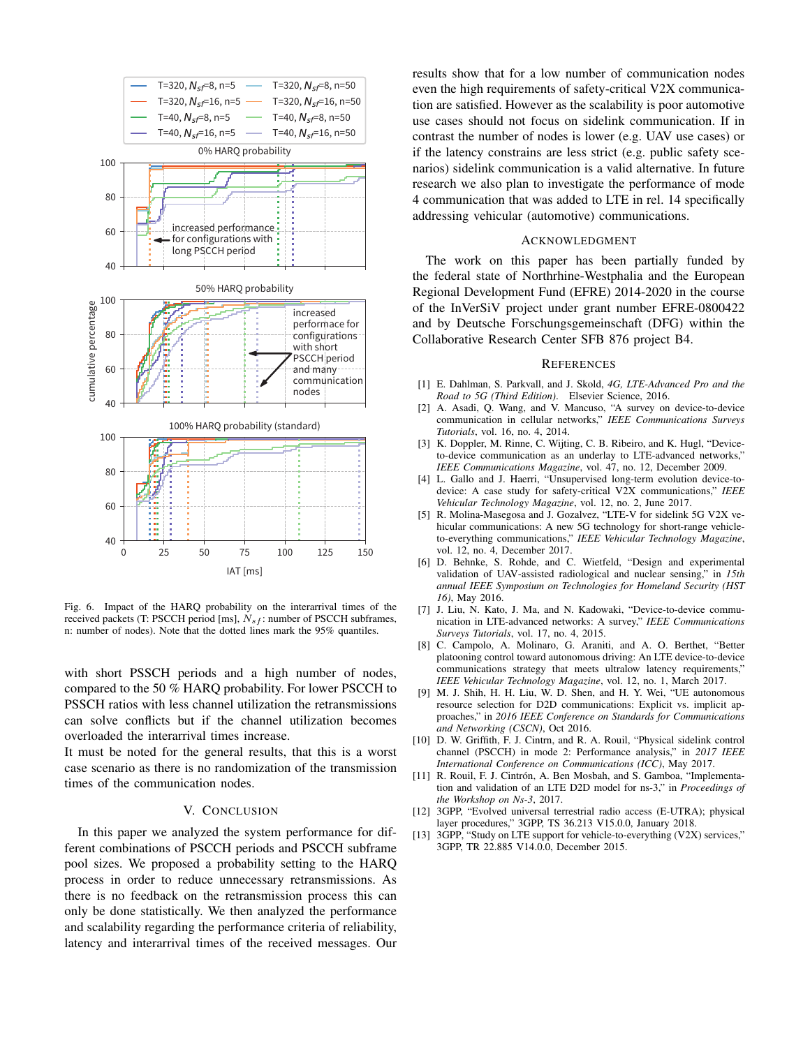T=320, $N_{sf}$=8, n=5
T=320, $N_{sf}$=16, n=5
T=40, $N_{sf}$=8, n=5
T=40, $N_{sf}$=16, n=5
T=320, $N_{sf}$=8, n=50
T=320, $N_{sf}$=16, n=50
T=40, $N_{sf}$=8, n=50
T=40, $N_{sf}$=16, n=50

0% HARQ probability

increased performance for configurations with long PSCCH period

50% HARQ probability

increased performace for configurations with short PSCCH period and many communication nodes

100% HARQ probability (standard)

cumulative percentage

IAT [ms]

Fig. 6. Impact of the HARQ probability on the interarrival times of the received packets (T: PSCCH period [ms], $N_{sf}$: number of PSCCH subframes, n: number of nodes). Note that the dotted lines mark the 95% quantiles.

with short PSSCH periods and a high number of nodes, compared to the 50 % HARQ probability. For lower PSCCH to PSSCH ratios with less channel utilization the retransmissions can solve conflicts but if the channel utilization becomes overloaded the interarrival times increase.

It must be noted for the general results, that this is a worst case scenario as there is no randomization of the transmission times of the communication nodes.

## V. Conclusion

In this paper we analyzed the system performance for different combinations of PSCCH periods and PSCCH subframe pool sizes. We proposed a probability setting to the HARQ process in order to reduce unnecessary retransmissions. As there is no feedback on the retransmission process this can only be done statistically. We then analyzed the performance and scalability regarding the performance criteria of reliability, latency and interarrival times of the received messages. Our results show that for a low number of communication nodes even the high requirements of safety-critical V2X communication are satisfied. However as the scalability is poor automotive use cases should not focus on sidelink communication. If in contrast the number of nodes is lower (e.g. UAV use cases) or if the latency constrains are less strict (e.g. public safety scenarios) sidelink communication is a valid alternative. In future research we also plan to investigate the performance of mode 4 communication that was added to LTE in rel. 14 specifically addressing vehicular (automotive) communications.

## Acknowledgment

The work on this paper has been partially funded by the federal state of Northrhine-Westphalia and the European Regional Development Fund (EFRE) 2014-2020 in the course of the InVerSiV project under grant number EFRE-0800422 and by Deutsche Forschungsgemeinschaft (DFG) within the Collaborative Research Center SFB 876 project B4.

## References

[1] E. Dahlman, S. Parkvall, and J. Skold, *4G, LTE-Advanced Pro and the Road to 5G (Third Edition)*. Elsevier Science, 2016.

[2] A. Asadi, Q. Wang, and V. Mancuso, "A survey on device-to-device communication in cellular networks," *IEEE Communications Surveys Tutorials*, vol. 16, no. 4, 2014.

[3] K. Doppler, M. Rinne, C. Wijting, C. B. Ribeiro, and K. Hugl, "Device-to-device communication as an underlay to LTE-advanced networks," *IEEE Communications Magazine*, vol. 47, no. 12, December 2009.

[4] L. Gallo and J. Haerri, "Unsupervised long-term evolution device-to-device: A case study for safety-critical V2X communications," *IEEE Vehicular Technology Magazine*, vol. 12, no. 2, June 2017.

[5] R. Molina-Masegosa and J. Gozalvez, "LTE-V for sidelink 5G V2X vehicular communications: A new 5G technology for short-range vehicle-to-everything communications," *IEEE Vehicular Technology Magazine*, vol. 12, no. 4, December 2017.

[6] D. Behnke, S. Rohde, and C. Wietfeld, "Design and experimental validation of UAV-assisted radiological and nuclear sensing," in *15th annual IEEE Symposium on Technologies for Homeland Security (HST 16)*, May 2016.

[7] J. Liu, N. Kato, J. Ma, and N. Kadowaki, "Device-to-device communication in LTE-advanced networks: A survey," *IEEE Communications Surveys Tutorials*, vol. 17, no. 4, 2015.

[8] C. Campolo, A. Molinaro, G. Araniti, and A. O. Berthet, "Better platooning control toward autonomous driving: An LTE device-to-device communications strategy that meets ultralow latency requirements," *IEEE Vehicular Technology Magazine*, vol. 12, no. 1, March 2017.

[9] M. J. Shih, H. H. Liu, W. D. Shen, and H. Y. Wei, "UE autonomous resource selection for D2D communications: Explicit vs. implicit approaches," in *2016 IEEE Conference on Standards for Communications and Networking (CSCN)*, Oct 2016.

[10] D. W. Griffith, F. J. Cintrn, and R. A. Rouil, "Physical sidelink control channel (PSCCH) in mode 2: Performance analysis," in *2017 IEEE International Conference on Communications (ICC)*, May 2017.

[11] R. Rouil, F. J. Cintrón, A. Ben Mosbah, and S. Gamboa, "Implementation and validation of an LTE D2D model for ns-3," in *Proceedings of the Workshop on Ns-3*, 2017.

[12] 3GPP, "Evolved universal terrestrial radio access (E-UTRA); physical layer procedures," 3GPP, TS 36.213 V15.0.0, January 2018.

[13] 3GPP, "Study on LTE support for vehicle-to-everything (V2X) services," 3GPP, TR 22.885 V14.0.0, December 2015.